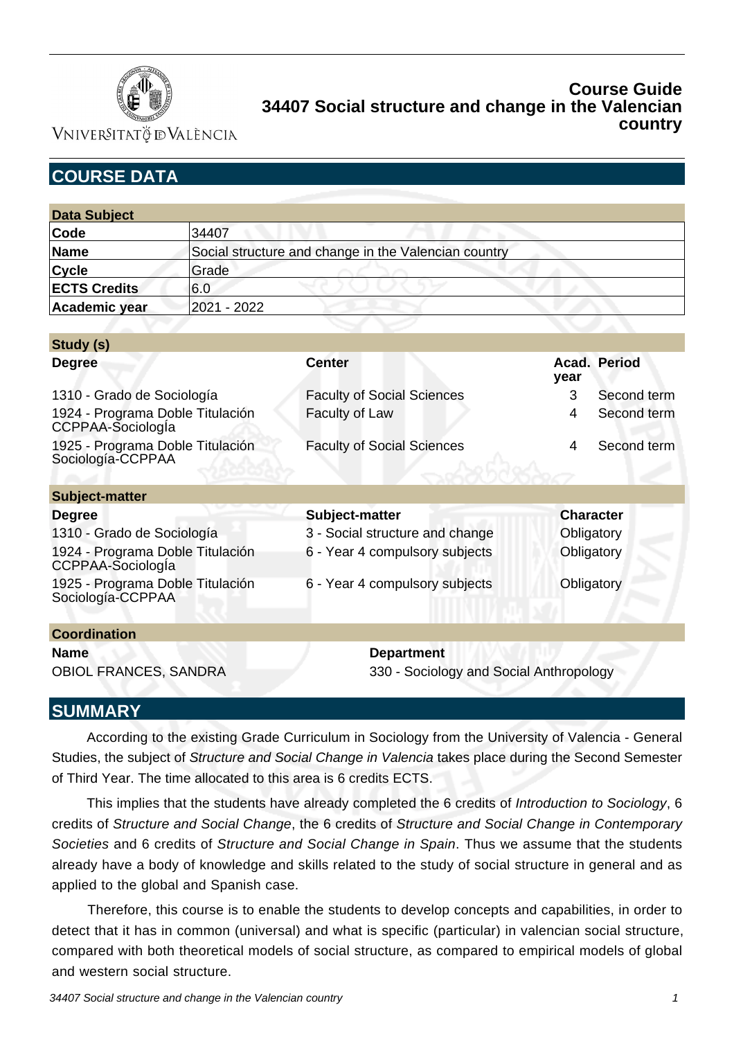# Course Guide
# 34407 Social structure and change in the Valencian country

## COURSE DATA

| Data Subject | |
|---|---|
| **Code** | 34407 |
| **Name** | Social structure and change in the Valencian country |
| **Cycle** | Grade |
| **ECTS Credits** | 6.0 |
| **Academic year** | 2021 - 2022 |

| Study (s) | | | |
|---|---|---|---|
| **Degree** | **Center** | **Acad. year** | **Period** |
| 1310 - Grado de Sociología | Faculty of Social Sciences | 3 | Second term |
| 1924 - Programa Doble Titulación CCPPAA-Sociología | Faculty of Law | 4 | Second term |
| 1925 - Programa Doble Titulación Sociología-CCPPAA | Faculty of Social Sciences | 4 | Second term |

| Subject-matter | | |
|---|---|---|
| **Degree** | **Subject-matter** | **Character** |
| 1310 - Grado de Sociología | 3 - Social structure and change | Obligatory |
| 1924 - Programa Doble Titulación CCPPAA-Sociología | 6 - Year 4 compulsory subjects | Obligatory |
| 1925 - Programa Doble Titulación Sociología-CCPPAA | 6 - Year 4 compulsory subjects | Obligatory |

| Coordination | |
|---|---|
| **Name** | **Department** |
| OBIOL FRANCES, SANDRA | 330 - Sociology and Social Anthropology |

## SUMMARY

According to the existing Grade Curriculum in Sociology from the University of Valencia - General Studies, the subject of *Structure and Social Change in Valencia* takes place during the Second Semester of Third Year. The time allocated to this area is 6 credits ECTS.

This implies that the students have already completed the 6 credits of *Introduction to Sociology*, 6 credits of *Structure and Social Change*, the 6 credits of *Structure and Social Change in Contemporary Societies* and 6 credits of *Structure and Social Change in Spain*. Thus we assume that the students already have a body of knowledge and skills related to the study of social structure in general and as applied to the global and Spanish case.

Therefore, this course is to enable the students to develop concepts and capabilities, in order to detect that it has in common (universal) and what is specific (particular) in valencian social structure, compared with both theoretical models of social structure, as compared to empirical models of global and western social structure.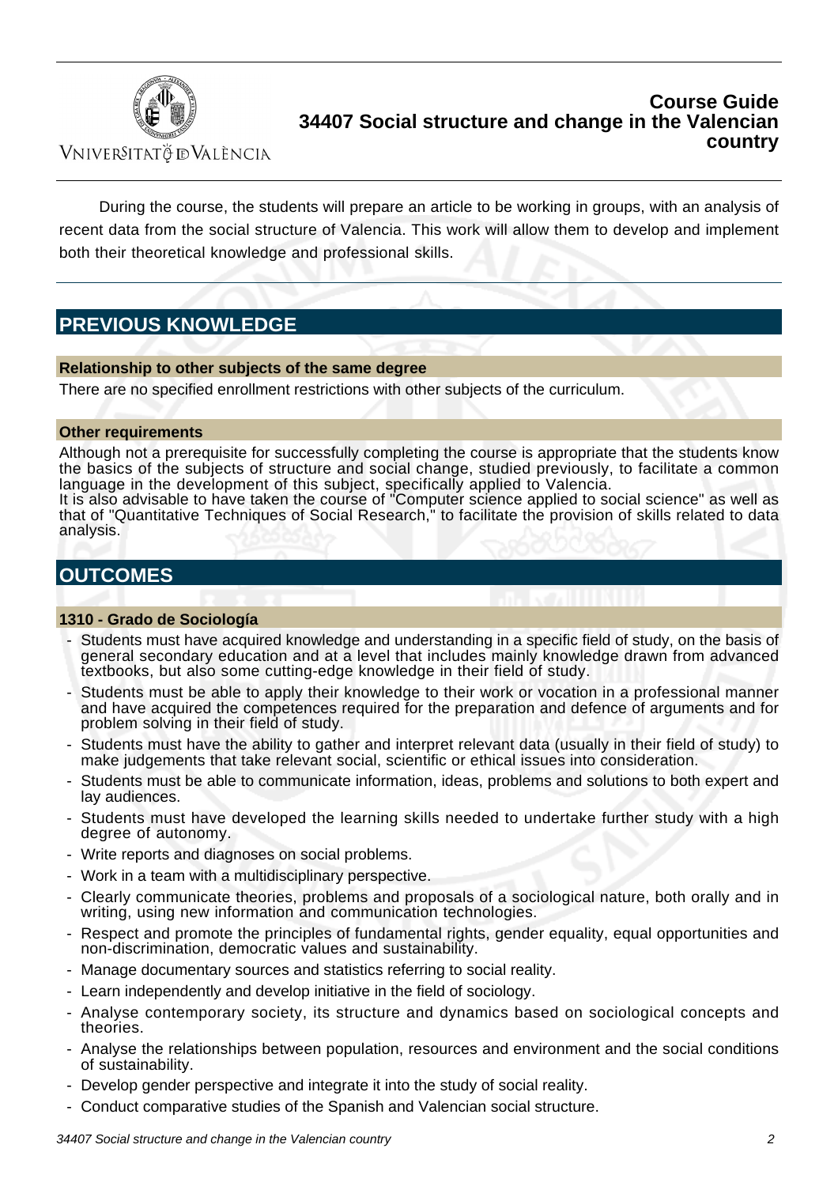During the course, the students will prepare an article to be working in groups, with an analysis of recent data from the social structure of Valencia. This work will allow them to develop and implement both their theoretical knowledge and professional skills.

## PREVIOUS KNOWLEDGE

### Relationship to other subjects of the same degree

There are no specified enrollment restrictions with other subjects of the curriculum.

### Other requirements

Although not a prerequisite for successfully completing the course is appropriate that the students know the basics of the subjects of structure and social change, studied previously, to facilitate a common language in the development of this subject, specifically applied to Valencia.
It is also advisable to have taken the course of "Computer science applied to social science" as well as that of "Quantitative Techniques of Social Research," to facilitate the provision of skills related to data analysis.

## OUTCOMES

### 1310 - Grado de Sociología

- Students must have acquired knowledge and understanding in a specific field of study, on the basis of general secondary education and at a level that includes mainly knowledge drawn from advanced textbooks, but also some cutting-edge knowledge in their field of study.
- Students must be able to apply their knowledge to their work or vocation in a professional manner and have acquired the competences required for the preparation and defence of arguments and for problem solving in their field of study.
- Students must have the ability to gather and interpret relevant data (usually in their field of study) to make judgements that take relevant social, scientific or ethical issues into consideration.
- Students must be able to communicate information, ideas, problems and solutions to both expert and lay audiences.
- Students must have developed the learning skills needed to undertake further study with a high degree of autonomy.
- Write reports and diagnoses on social problems.
- Work in a team with a multidisciplinary perspective.
- Clearly communicate theories, problems and proposals of a sociological nature, both orally and in writing, using new information and communication technologies.
- Respect and promote the principles of fundamental rights, gender equality, equal opportunities and non-discrimination, democratic values and sustainability.
- Manage documentary sources and statistics referring to social reality.
- Learn independently and develop initiative in the field of sociology.
- Analyse contemporary society, its structure and dynamics based on sociological concepts and theories.
- Analyse the relationships between population, resources and environment and the social conditions of sustainability.
- Develop gender perspective and integrate it into the study of social reality.
- Conduct comparative studies of the Spanish and Valencian social structure.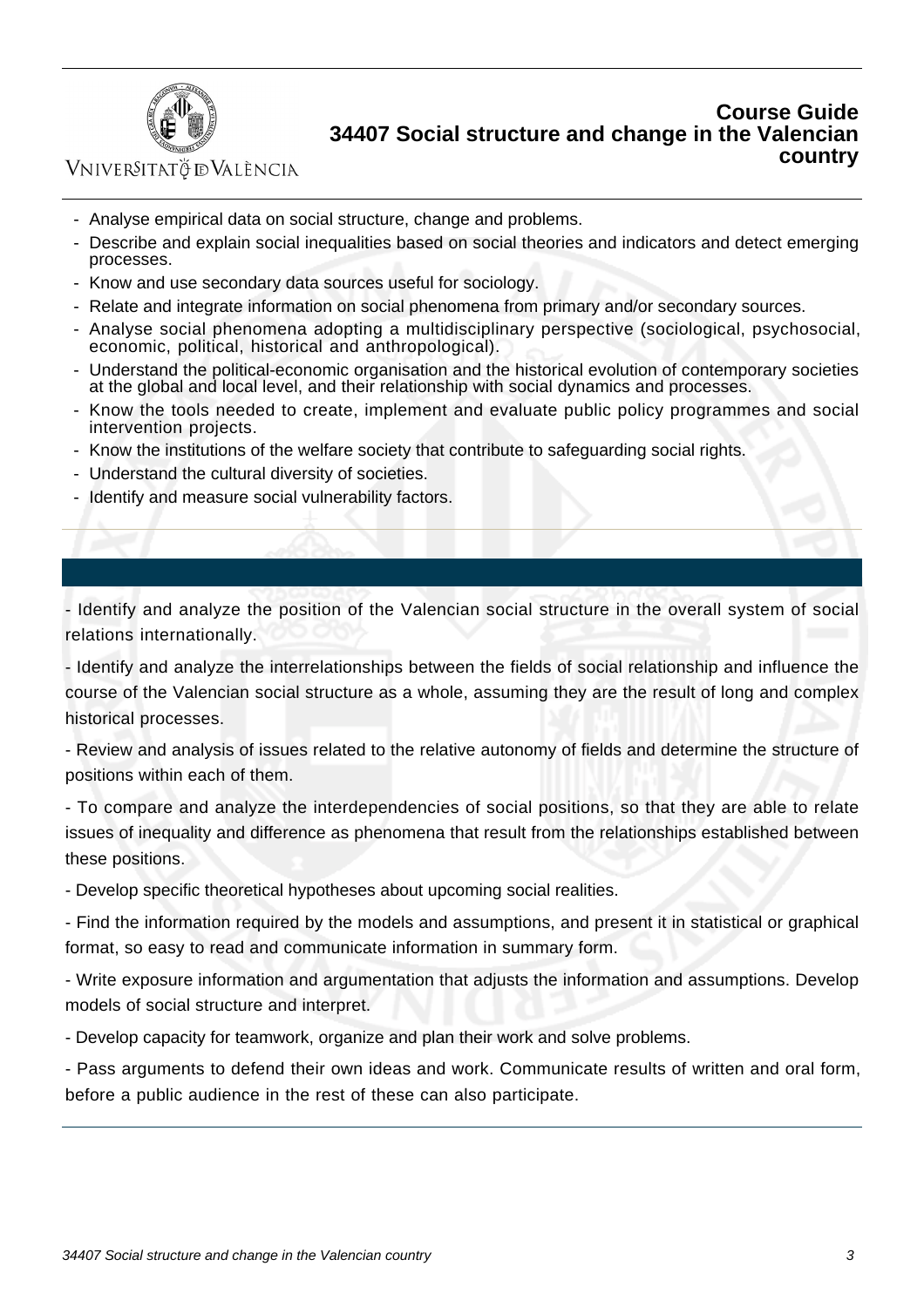- Analyse empirical data on social structure, change and problems.
- Describe and explain social inequalities based on social theories and indicators and detect emerging processes.
- Know and use secondary data sources useful for sociology.
- Relate and integrate information on social phenomena from primary and/or secondary sources.
- Analyse social phenomena adopting a multidisciplinary perspective (sociological, psychosocial, economic, political, historical and anthropological).
- Understand the political-economic organisation and the historical evolution of contemporary societies at the global and local level, and their relationship with social dynamics and processes.
- Know the tools needed to create, implement and evaluate public policy programmes and social intervention projects.
- Know the institutions of the welfare society that contribute to safeguarding social rights.
- Understand the cultural diversity of societies.
- Identify and measure social vulnerability factors.

- Identify and analyze the position of the Valencian social structure in the overall system of social relations internationally.

- Identify and analyze the interrelationships between the fields of social relationship and influence the course of the Valencian social structure as a whole, assuming they are the result of long and complex historical processes.

- Review and analysis of issues related to the relative autonomy of fields and determine the structure of positions within each of them.

- To compare and analyze the interdependencies of social positions, so that they are able to relate issues of inequality and difference as phenomena that result from the relationships established between these positions.

- Develop specific theoretical hypotheses about upcoming social realities.

- Find the information required by the models and assumptions, and present it in statistical or graphical format, so easy to read and communicate information in summary form.

- Write exposure information and argumentation that adjusts the information and assumptions. Develop models of social structure and interpret.

- Develop capacity for teamwork, organize and plan their work and solve problems.

- Pass arguments to defend their own ideas and work. Communicate results of written and oral form, before a public audience in the rest of these can also participate.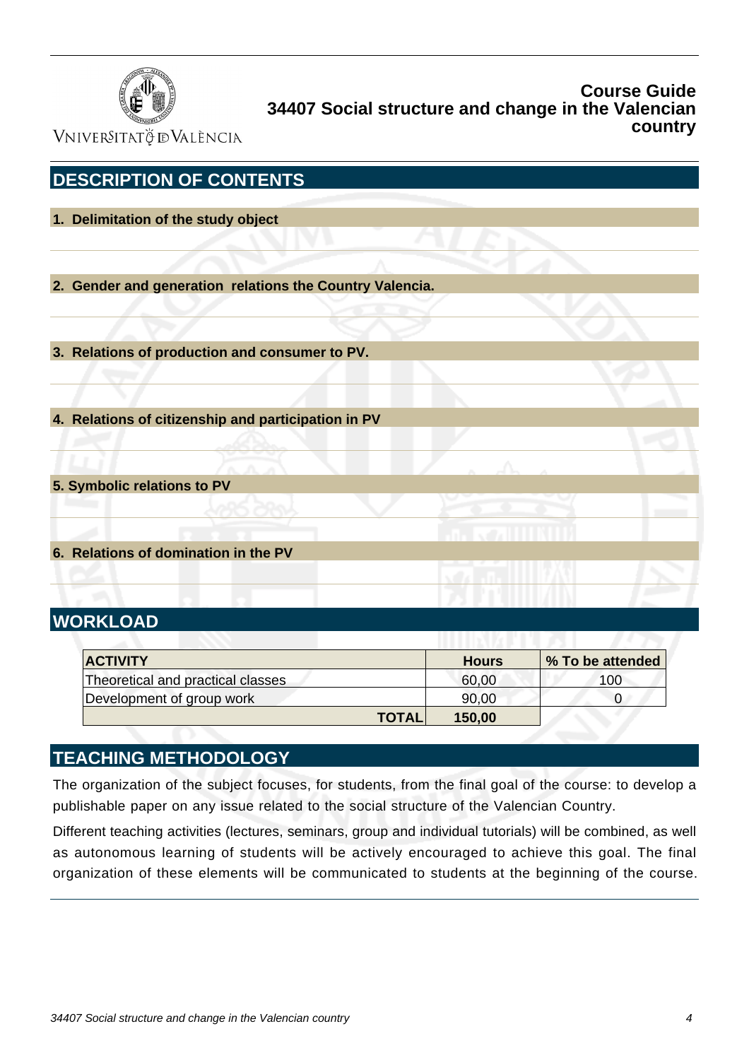## DESCRIPTION OF CONTENTS

### 1. Delimitation of the study object

### 2. Gender and generation relations the Country Valencia.

### 3. Relations of production and consumer to PV.

### 4. Relations of citizenship and participation in PV

### 5. Symbolic relations to PV

### 6. Relations of domination in the PV

## WORKLOAD

| ACTIVITY | Hours | % To be attended |
|---|---|---|
| Theoretical and practical classes | 60,00 | 100 |
| Development of group work | 90,00 | 0 |
| **TOTAL** | **150,00** | |

## TEACHING METHODOLOGY

The organization of the subject focuses, for students, from the final goal of the course: to develop a publishable paper on any issue related to the social structure of the Valencian Country.

Different teaching activities (lectures, seminars, group and individual tutorials) will be combined, as well as autonomous learning of students will be actively encouraged to achieve this goal. The final organization of these elements will be communicated to students at the beginning of the course.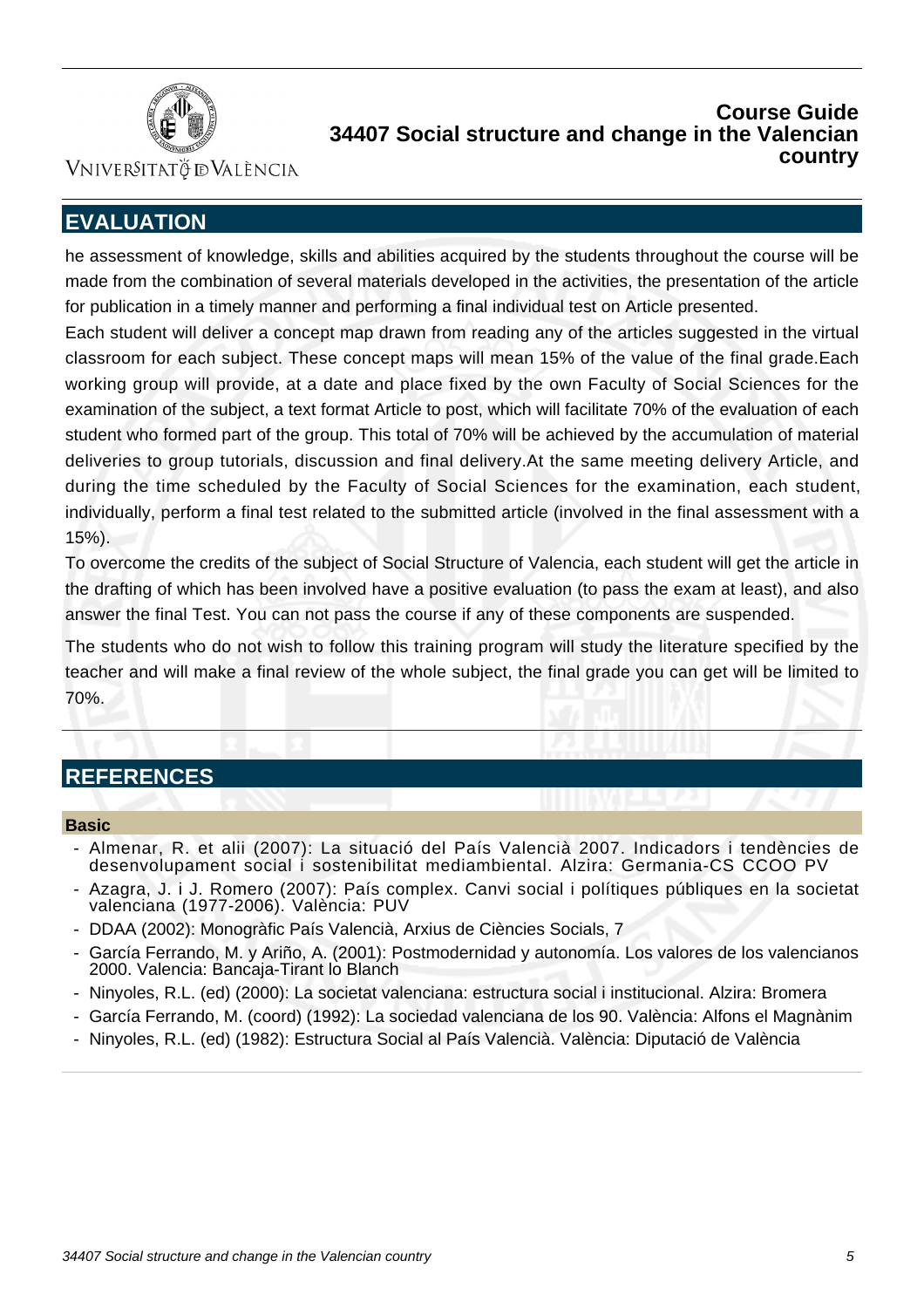## EVALUATION

he assessment of knowledge, skills and abilities acquired by the students throughout the course will be made from the combination of several materials developed in the activities, the presentation of the article for publication in a timely manner and performing a final individual test on Article presented.

Each student will deliver a concept map drawn from reading any of the articles suggested in the virtual classroom for each subject. These concept maps will mean 15% of the value of the final grade.Each working group will provide, at a date and place fixed by the own Faculty of Social Sciences for the examination of the subject, a text format Article to post, which will facilitate 70% of the evaluation of each student who formed part of the group. This total of 70% will be achieved by the accumulation of material deliveries to group tutorials, discussion and final delivery.At the same meeting delivery Article, and during the time scheduled by the Faculty of Social Sciences for the examination, each student, individually, perform a final test related to the submitted article (involved in the final assessment with a 15%).

To overcome the credits of the subject of Social Structure of Valencia, each student will get the article in the drafting of which has been involved have a positive evaluation (to pass the exam at least), and also answer the final Test. You can not pass the course if any of these components are suspended.

The students who do not wish to follow this training program will study the literature specified by the teacher and will make a final review of the whole subject, the final grade you can get will be limited to 70%.

## REFERENCES

### Basic

- Almenar, R. et alii (2007): La situació del País Valencià 2007. Indicadors i tendències de desenvolupament social i sostenibilitat mediambiental. Alzira: Germania-CS CCOO PV
- Azagra, J. i J. Romero (2007): País complex. Canvi social i polítiques públiques en la societat valenciana (1977-2006). València: PUV
- DDAA (2002): Monogràfic País Valencià, Arxius de Ciències Socials, 7
- García Ferrando, M. y Ariño, A. (2001): Postmodernidad y autonomía. Los valores de los valencianos 2000. Valencia: Bancaja-Tirant lo Blanch
- Ninyoles, R.L. (ed) (2000): La societat valenciana: estructura social i institucional. Alzira: Bromera
- García Ferrando, M. (coord) (1992): La sociedad valenciana de los 90. València: Alfons el Magnànim
- Ninyoles, R.L. (ed) (1982): Estructura Social al País Valencià. València: Diputació de València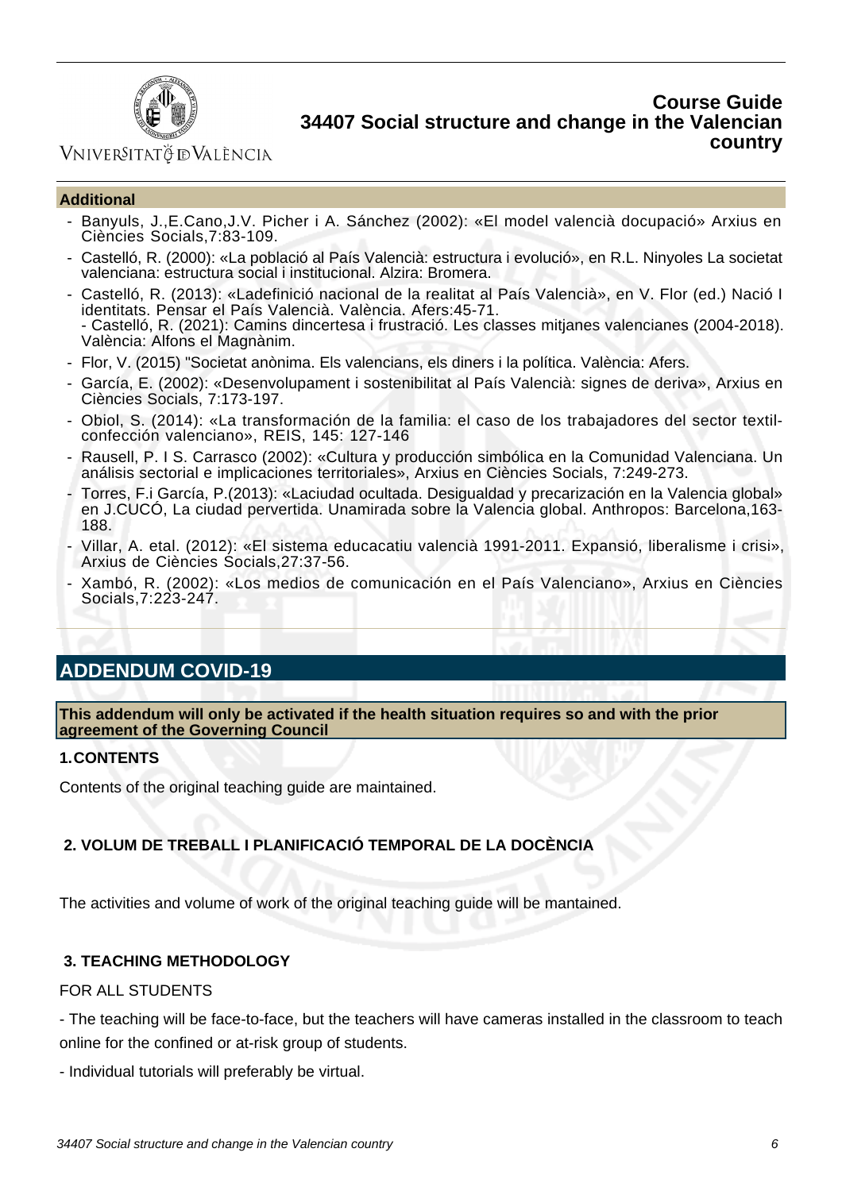### Additional

- Banyuls, J.,E.Cano,J.V. Picher i A. Sánchez (2002): «El model valencià docupació» Arxius en Ciències Socials,7:83-109.
- Castelló, R. (2000): «La població al País Valencià: estructura i evolució», en R.L. Ninyoles La societat valenciana: estructura social i institucional. Alzira: Bromera.
- Castelló, R. (2013): «Ladefinició nacional de la realitat al País Valencià», en V. Flor (ed.) Nació I identitats. Pensar el País Valencià. València. Afers:45-71.
  - Castelló, R. (2021): Camins dincertesa i frustració. Les classes mitjanes valencianes (2004-2018). València: Alfons el Magnànim.
- Flor, V. (2015) "Societat anònima. Els valencians, els diners i la política. València: Afers.
- García, E. (2002): «Desenvolupament i sostenibilitat al País Valencià: signes de deriva», Arxius en Ciències Socials, 7:173-197.
- Obiol, S. (2014): «La transformación de la familia: el caso de los trabajadores del sector textil-confección valenciano», REIS, 145: 127-146
- Rausell, P. I S. Carrasco (2002): «Cultura y producción simbólica en la Comunidad Valenciana. Un análisis sectorial e implicaciones territoriales», Arxius en Ciències Socials, 7:249-273.
- Torres, F.i García, P.(2013): «Laciudad ocultada. Desigualdad y precarización en la Valencia global» en J.CUCÓ, La ciudad pervertida. Unamirada sobre la Valencia global. Anthropos: Barcelona,163-188.
- Villar, A. etal. (2012): «El sistema educacatiu valencià 1991-2011. Expansió, liberalisme i crisi», Arxius de Ciències Socials,27:37-56.
- Xambó, R. (2002): «Los medios de comunicación en el País Valenciano», Arxius en Ciències Socials,7:223-247.

## ADDENDUM COVID-19

**This addendum will only be activated if the health situation requires so and with the prior agreement of the Governing Council**

### 1.CONTENTS

Contents of the original teaching guide are maintained.

### 2. VOLUM DE TREBALL I PLANIFICACIÓ TEMPORAL DE LA DOCÈNCIA

The activities and volume of work of the original teaching guide will be mantained.

### 3. TEACHING METHODOLOGY

FOR ALL STUDENTS

- The teaching will be face-to-face, but the teachers will have cameras installed in the classroom to teach online for the confined or at-risk group of students.

- Individual tutorials will preferably be virtual.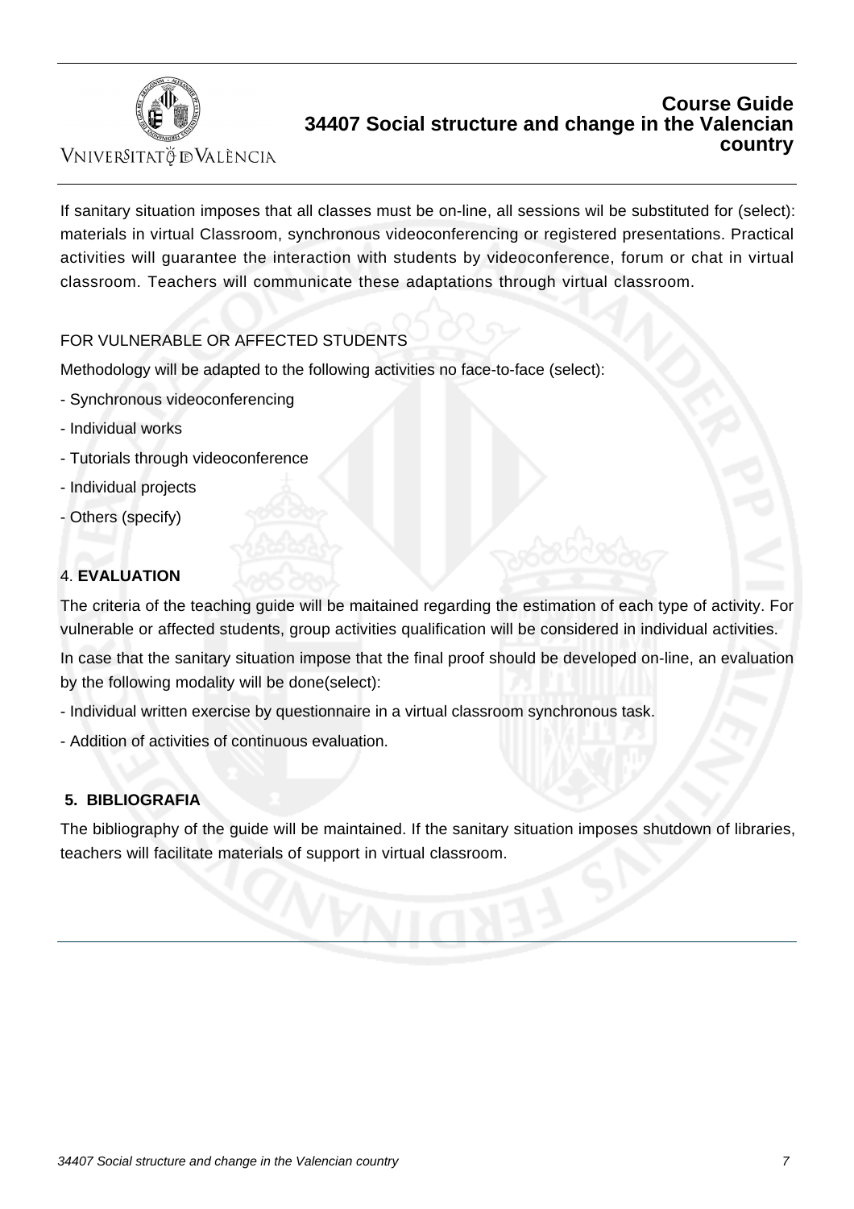If sanitary situation imposes that all classes must be on-line, all sessions wil be substituted for (select): materials in virtual Classroom, synchronous videoconferencing or registered presentations. Practical activities will guarantee the interaction with students by videoconference, forum or chat in virtual classroom. Teachers will communicate these adaptations through virtual classroom.

FOR VULNERABLE OR AFFECTED STUDENTS

Methodology will be adapted to the following activities no face-to-face (select):

- Synchronous videoconferencing
- Individual works
- Tutorials through videoconference
- Individual projects
- Others (specify)

## 4. EVALUATION

The criteria of the teaching guide will be maitained regarding the estimation of each type of activity. For vulnerable or affected students, group activities qualification will be considered in individual activities.

In case that the sanitary situation impose that the final proof should be developed on-line, an evaluation by the following modality will be done(select):

- Individual written exercise by questionnaire in a virtual classroom synchronous task.
- Addition of activities of continuous evaluation.

## 5. BIBLIOGRAFIA

The bibliography of the guide will be maintained. If the sanitary situation imposes shutdown of libraries, teachers will facilitate materials of support in virtual classroom.